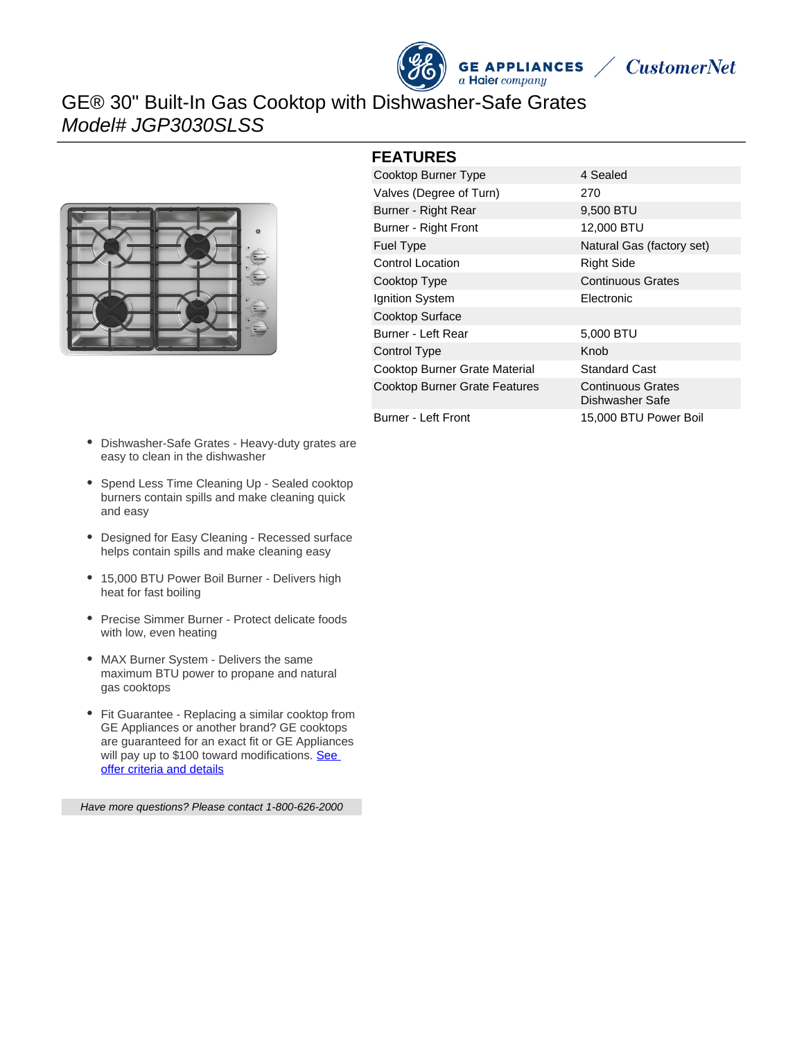GE APPLIANCES a Haier company / CustomerNet

# GE® 30" Built-In Gas Cooktop with Dishwasher-Safe Grates

*Model# JGP3030SLSS*

## FEATURES

| | |
|---|---|
| Cooktop Burner Type | 4 Sealed |
| Valves (Degree of Turn) | 270 |
| Burner - Right Rear | 9,500 BTU |
| Burner - Right Front | 12,000 BTU |
| Fuel Type | Natural Gas (factory set) |
| Control Location | Right Side |
| Cooktop Type | Continuous Grates |
| Ignition System | Electronic |
| Cooktop Surface | |
| Burner - Left Rear | 5,000 BTU |
| Control Type | Knob |
| Cooktop Burner Grate Material | Standard Cast |
| Cooktop Burner Grate Features | Continuous Grates Dishwasher Safe |
| Burner - Left Front | 15,000 BTU Power Boil |

- Dishwasher-Safe Grates - Heavy-duty grates are easy to clean in the dishwasher
- Spend Less Time Cleaning Up - Sealed cooktop burners contain spills and make cleaning quick and easy
- Designed for Easy Cleaning - Recessed surface helps contain spills and make cleaning easy
- 15,000 BTU Power Boil Burner - Delivers high heat for fast boiling
- Precise Simmer Burner - Protect delicate foods with low, even heating
- MAX Burner System - Delivers the same maximum BTU power to propane and natural gas cooktops
- Fit Guarantee - Replacing a similar cooktop from GE Appliances or another brand? GE cooktops are guaranteed for an exact fit or GE Appliances will pay up to $100 toward modifications. See offer criteria and details

*Have more questions? Please contact 1-800-626-2000*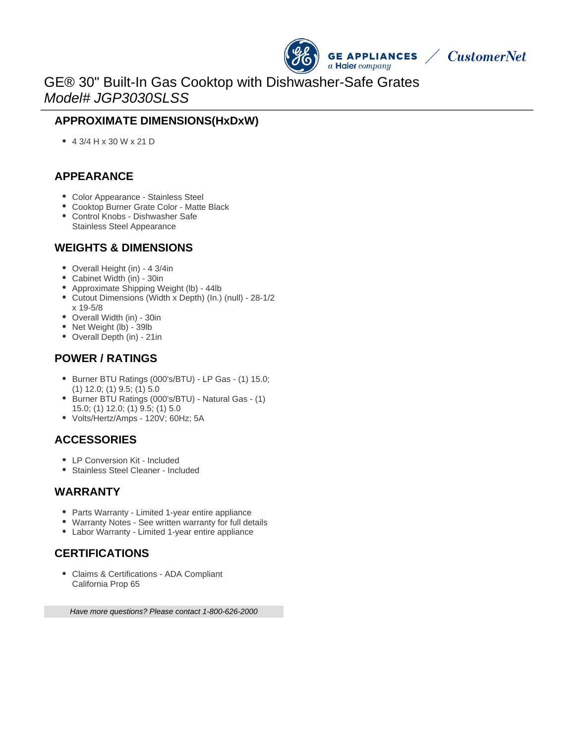# GE® 30" Built-In Gas Cooktop with Dishwasher-Safe Grates

*Model# JGP3030SLSS*

## APPROXIMATE DIMENSIONS(HxDxW)

- 4 3/4 H x 30 W x 21 D

## APPEARANCE

- Color Appearance - Stainless Steel
- Cooktop Burner Grate Color - Matte Black
- Control Knobs - Dishwasher Safe Stainless Steel Appearance

## WEIGHTS & DIMENSIONS

- Overall Height (in) - 4 3/4in
- Cabinet Width (in) - 30in
- Approximate Shipping Weight (lb) - 44lb
- Cutout Dimensions (Width x Depth) (In.) (null) - 28-1/2 x 19-5/8
- Overall Width (in) - 30in
- Net Weight (lb) - 39lb
- Overall Depth (in) - 21in

## POWER / RATINGS

- Burner BTU Ratings (000's/BTU) - LP Gas - (1) 15.0; (1) 12.0; (1) 9.5; (1) 5.0
- Burner BTU Ratings (000's/BTU) - Natural Gas - (1) 15.0; (1) 12.0; (1) 9.5; (1) 5.0
- Volts/Hertz/Amps - 120V; 60Hz; 5A

## ACCESSORIES

- LP Conversion Kit - Included
- Stainless Steel Cleaner - Included

## WARRANTY

- Parts Warranty - Limited 1-year entire appliance
- Warranty Notes - See written warranty for full details
- Labor Warranty - Limited 1-year entire appliance

## CERTIFICATIONS

- Claims & Certifications - ADA Compliant California Prop 65

*Have more questions? Please contact 1-800-626-2000*